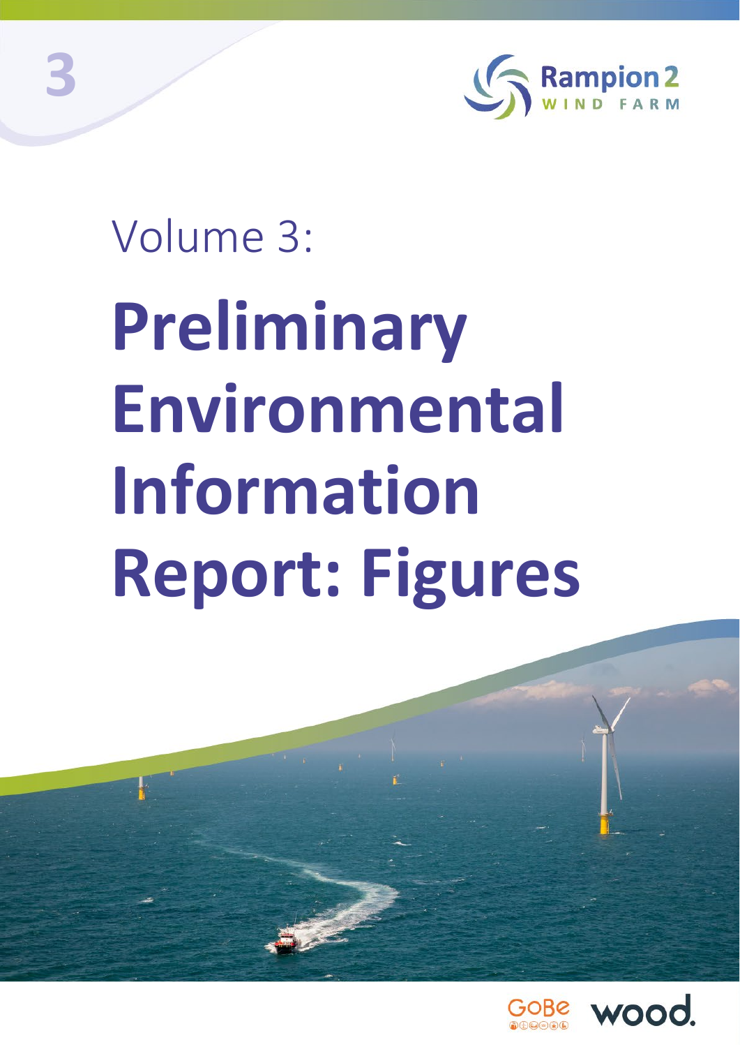3

Rampion 2 WIND FARM

Volume 3:

# Preliminary Environmental Information Report: Figures

GoBe wood.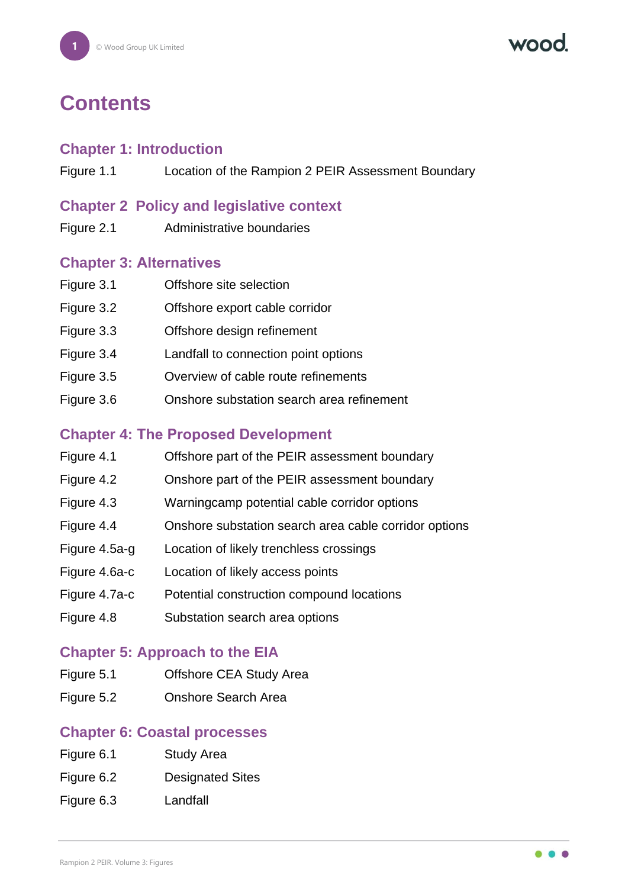# Contents

## Chapter 1: Introduction

| | |
|---|---|
| Figure 1.1 | Location of the Rampion 2 PEIR Assessment Boundary |

## Chapter 2 Policy and legislative context

| | |
|---|---|
| Figure 2.1 | Administrative boundaries |

## Chapter 3: Alternatives

| | |
|---|---|
| Figure 3.1 | Offshore site selection |
| Figure 3.2 | Offshore export cable corridor |
| Figure 3.3 | Offshore design refinement |
| Figure 3.4 | Landfall to connection point options |
| Figure 3.5 | Overview of cable route refinements |
| Figure 3.6 | Onshore substation search area refinement |

## Chapter 4: The Proposed Development

| | |
|---|---|
| Figure 4.1 | Offshore part of the PEIR assessment boundary |
| Figure 4.2 | Onshore part of the PEIR assessment boundary |
| Figure 4.3 | Warningcamp potential cable corridor options |
| Figure 4.4 | Onshore substation search area cable corridor options |
| Figure 4.5a-g | Location of likely trenchless crossings |
| Figure 4.6a-c | Location of likely access points |
| Figure 4.7a-c | Potential construction compound locations |
| Figure 4.8 | Substation search area options |

## Chapter 5: Approach to the EIA

| | |
|---|---|
| Figure 5.1 | Offshore CEA Study Area |
| Figure 5.2 | Onshore Search Area |

## Chapter 6: Coastal processes

| | |
|---|---|
| Figure 6.1 | Study Area |
| Figure 6.2 | Designated Sites |
| Figure 6.3 | Landfall |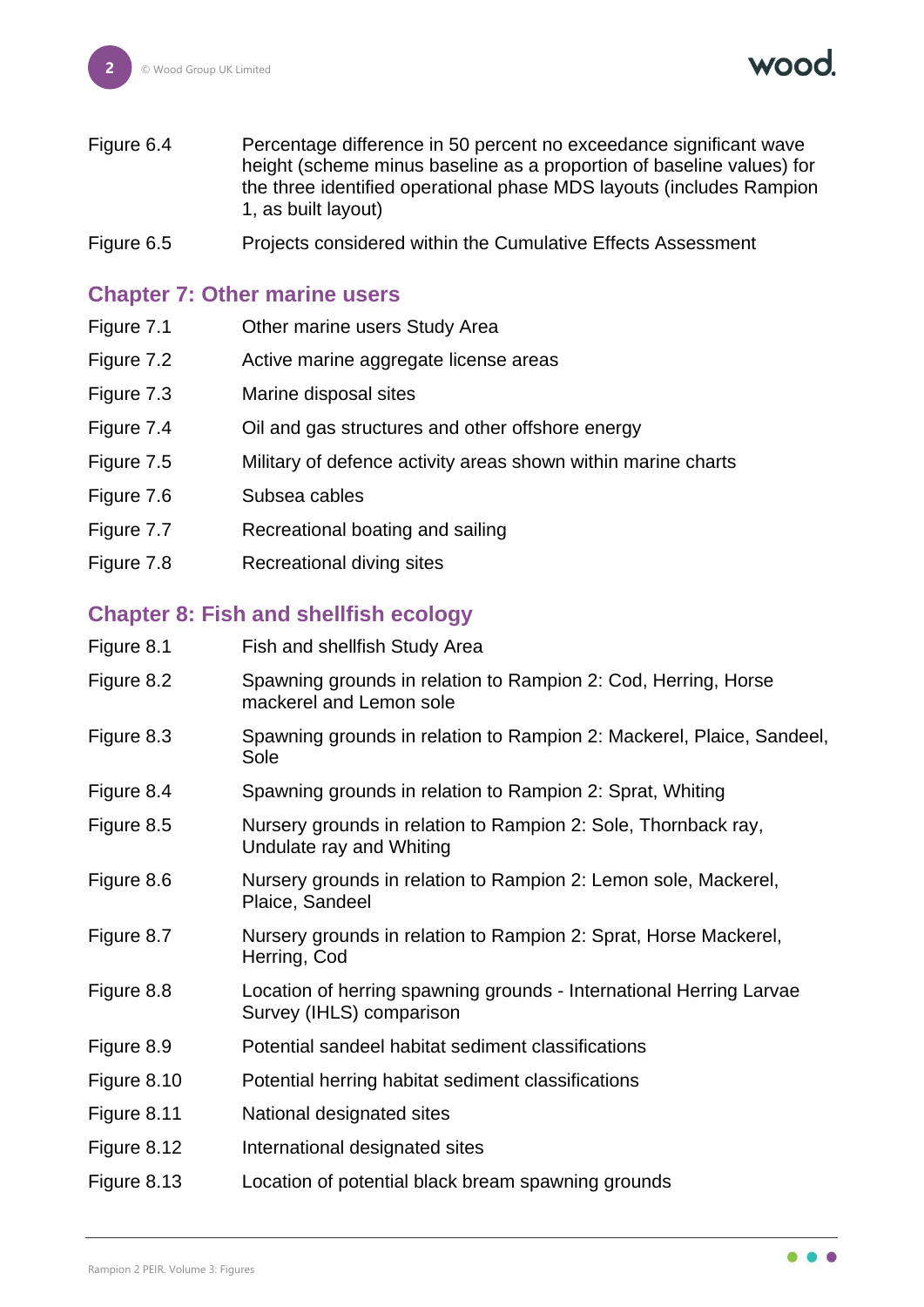| | |
|---|---|
| Figure 6.4 | Percentage difference in 50 percent no exceedance significant wave height (scheme minus baseline as a proportion of baseline values) for the three identified operational phase MDS layouts (includes Rampion 1, as built layout) |
| Figure 6.5 | Projects considered within the Cumulative Effects Assessment |

## Chapter 7: Other marine users

| | |
|---|---|
| Figure 7.1 | Other marine users Study Area |
| Figure 7.2 | Active marine aggregate license areas |
| Figure 7.3 | Marine disposal sites |
| Figure 7.4 | Oil and gas structures and other offshore energy |
| Figure 7.5 | Military of defence activity areas shown within marine charts |
| Figure 7.6 | Subsea cables |
| Figure 7.7 | Recreational boating and sailing |
| Figure 7.8 | Recreational diving sites |

## Chapter 8: Fish and shellfish ecology

| | |
|---|---|
| Figure 8.1 | Fish and shellfish Study Area |
| Figure 8.2 | Spawning grounds in relation to Rampion 2: Cod, Herring, Horse mackerel and Lemon sole |
| Figure 8.3 | Spawning grounds in relation to Rampion 2: Mackerel, Plaice, Sandeel, Sole |
| Figure 8.4 | Spawning grounds in relation to Rampion 2: Sprat, Whiting |
| Figure 8.5 | Nursery grounds in relation to Rampion 2: Sole, Thornback ray, Undulate ray and Whiting |
| Figure 8.6 | Nursery grounds in relation to Rampion 2: Lemon sole, Mackerel, Plaice, Sandeel |
| Figure 8.7 | Nursery grounds in relation to Rampion 2: Sprat, Horse Mackerel, Herring, Cod |
| Figure 8.8 | Location of herring spawning grounds - International Herring Larvae Survey (IHLS) comparison |
| Figure 8.9 | Potential sandeel habitat sediment classifications |
| Figure 8.10 | Potential herring habitat sediment classifications |
| Figure 8.11 | National designated sites |
| Figure 8.12 | International designated sites |
| Figure 8.13 | Location of potential black bream spawning grounds |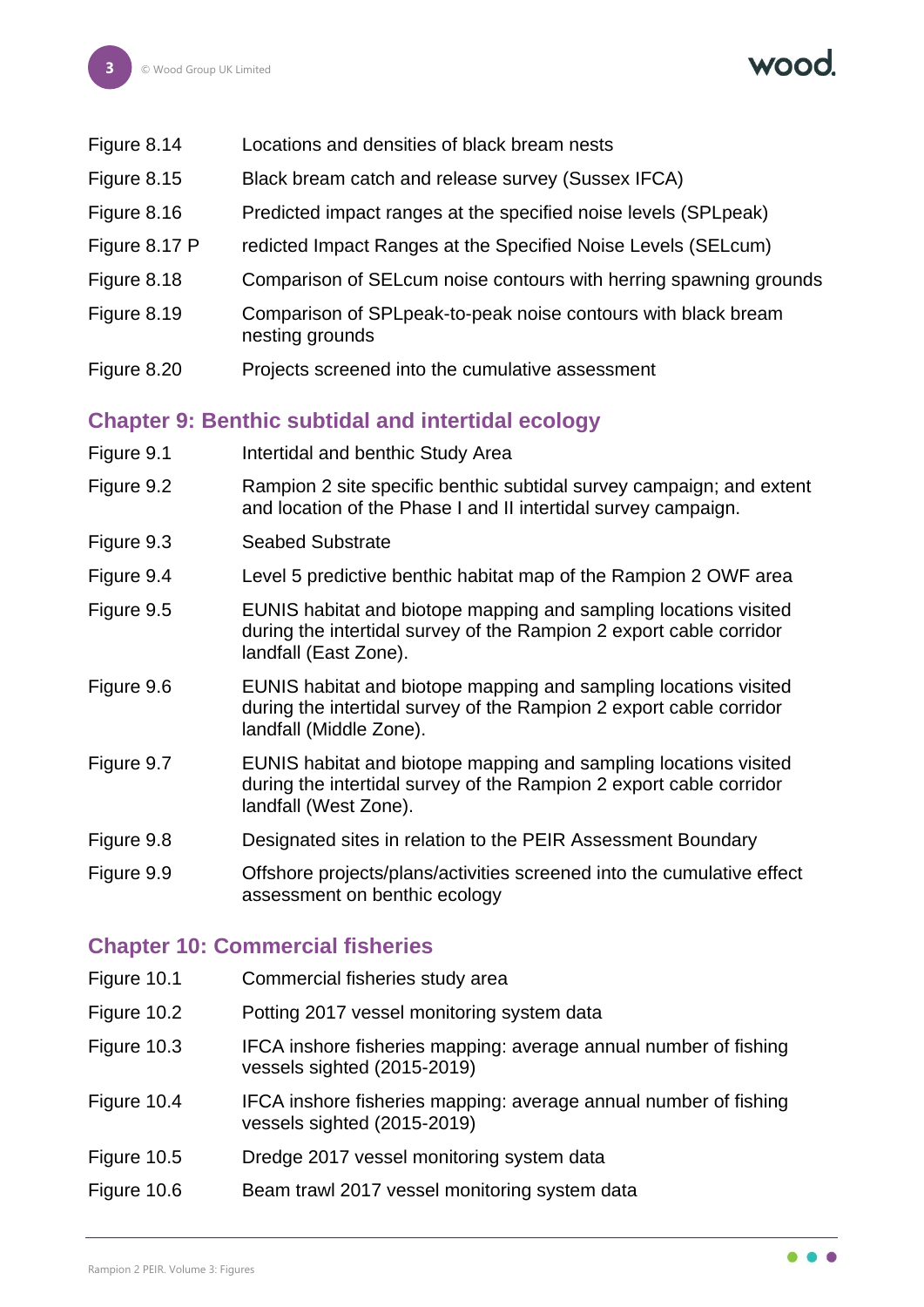| | |
|---|---|
| Figure 8.14 | Locations and densities of black bream nests |
| Figure 8.15 | Black bream catch and release survey (Sussex IFCA) |
| Figure 8.16 | Predicted impact ranges at the specified noise levels (SPLpeak) |
| Figure 8.17 P | redicted Impact Ranges at the Specified Noise Levels (SELcum) |
| Figure 8.18 | Comparison of SELcum noise contours with herring spawning grounds |
| Figure 8.19 | Comparison of SPLpeak-to-peak noise contours with black bream nesting grounds |
| Figure 8.20 | Projects screened into the cumulative assessment |

## Chapter 9: Benthic subtidal and intertidal ecology

| | |
|---|---|
| Figure 9.1 | Intertidal and benthic Study Area |
| Figure 9.2 | Rampion 2 site specific benthic subtidal survey campaign; and extent and location of the Phase I and II intertidal survey campaign. |
| Figure 9.3 | Seabed Substrate |
| Figure 9.4 | Level 5 predictive benthic habitat map of the Rampion 2 OWF area |
| Figure 9.5 | EUNIS habitat and biotope mapping and sampling locations visited during the intertidal survey of the Rampion 2 export cable corridor landfall (East Zone). |
| Figure 9.6 | EUNIS habitat and biotope mapping and sampling locations visited during the intertidal survey of the Rampion 2 export cable corridor landfall (Middle Zone). |
| Figure 9.7 | EUNIS habitat and biotope mapping and sampling locations visited during the intertidal survey of the Rampion 2 export cable corridor landfall (West Zone). |
| Figure 9.8 | Designated sites in relation to the PEIR Assessment Boundary |
| Figure 9.9 | Offshore projects/plans/activities screened into the cumulative effect assessment on benthic ecology |

## Chapter 10: Commercial fisheries

| | |
|---|---|
| Figure 10.1 | Commercial fisheries study area |
| Figure 10.2 | Potting 2017 vessel monitoring system data |
| Figure 10.3 | IFCA inshore fisheries mapping: average annual number of fishing vessels sighted (2015-2019) |
| Figure 10.4 | IFCA inshore fisheries mapping: average annual number of fishing vessels sighted (2015-2019) |
| Figure 10.5 | Dredge 2017 vessel monitoring system data |
| Figure 10.6 | Beam trawl 2017 vessel monitoring system data |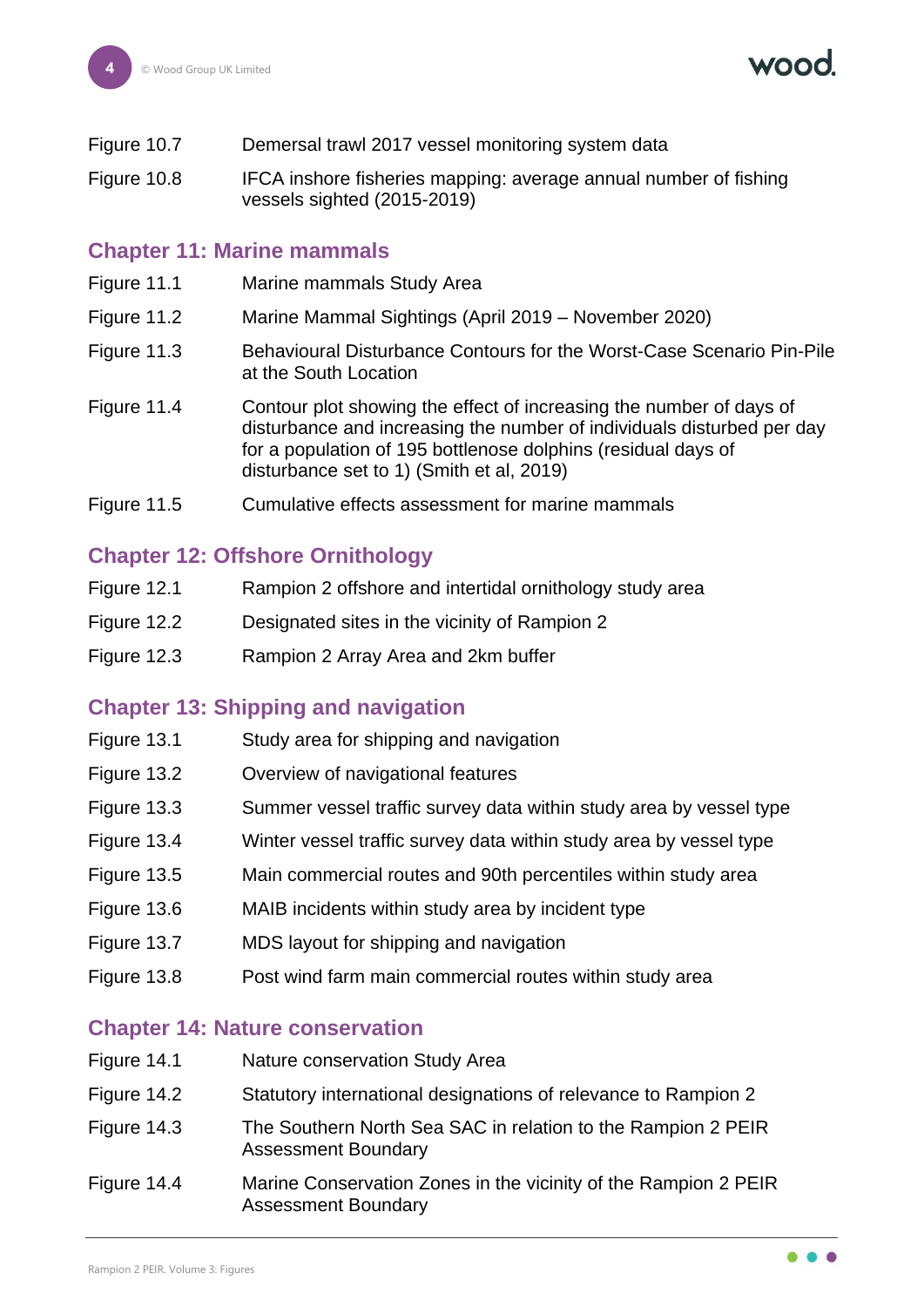| | |
|---|---|
| Figure 10.7 | Demersal trawl 2017 vessel monitoring system data |
| Figure 10.8 | IFCA inshore fisheries mapping: average annual number of fishing vessels sighted (2015-2019) |

## Chapter 11: Marine mammals

| | |
|---|---|
| Figure 11.1 | Marine mammals Study Area |
| Figure 11.2 | Marine Mammal Sightings (April 2019 – November 2020) |
| Figure 11.3 | Behavioural Disturbance Contours for the Worst-Case Scenario Pin-Pile at the South Location |
| Figure 11.4 | Contour plot showing the effect of increasing the number of days of disturbance and increasing the number of individuals disturbed per day for a population of 195 bottlenose dolphins (residual days of disturbance set to 1) (Smith et al, 2019) |
| Figure 11.5 | Cumulative effects assessment for marine mammals |

## Chapter 12: Offshore Ornithology

| | |
|---|---|
| Figure 12.1 | Rampion 2 offshore and intertidal ornithology study area |
| Figure 12.2 | Designated sites in the vicinity of Rampion 2 |
| Figure 12.3 | Rampion 2 Array Area and 2km buffer |

## Chapter 13: Shipping and navigation

| | |
|---|---|
| Figure 13.1 | Study area for shipping and navigation |
| Figure 13.2 | Overview of navigational features |
| Figure 13.3 | Summer vessel traffic survey data within study area by vessel type |
| Figure 13.4 | Winter vessel traffic survey data within study area by vessel type |
| Figure 13.5 | Main commercial routes and 90th percentiles within study area |
| Figure 13.6 | MAIB incidents within study area by incident type |
| Figure 13.7 | MDS layout for shipping and navigation |
| Figure 13.8 | Post wind farm main commercial routes within study area |

## Chapter 14: Nature conservation

| | |
|---|---|
| Figure 14.1 | Nature conservation Study Area |
| Figure 14.2 | Statutory international designations of relevance to Rampion 2 |
| Figure 14.3 | The Southern North Sea SAC in relation to the Rampion 2 PEIR Assessment Boundary |
| Figure 14.4 | Marine Conservation Zones in the vicinity of the Rampion 2 PEIR Assessment Boundary |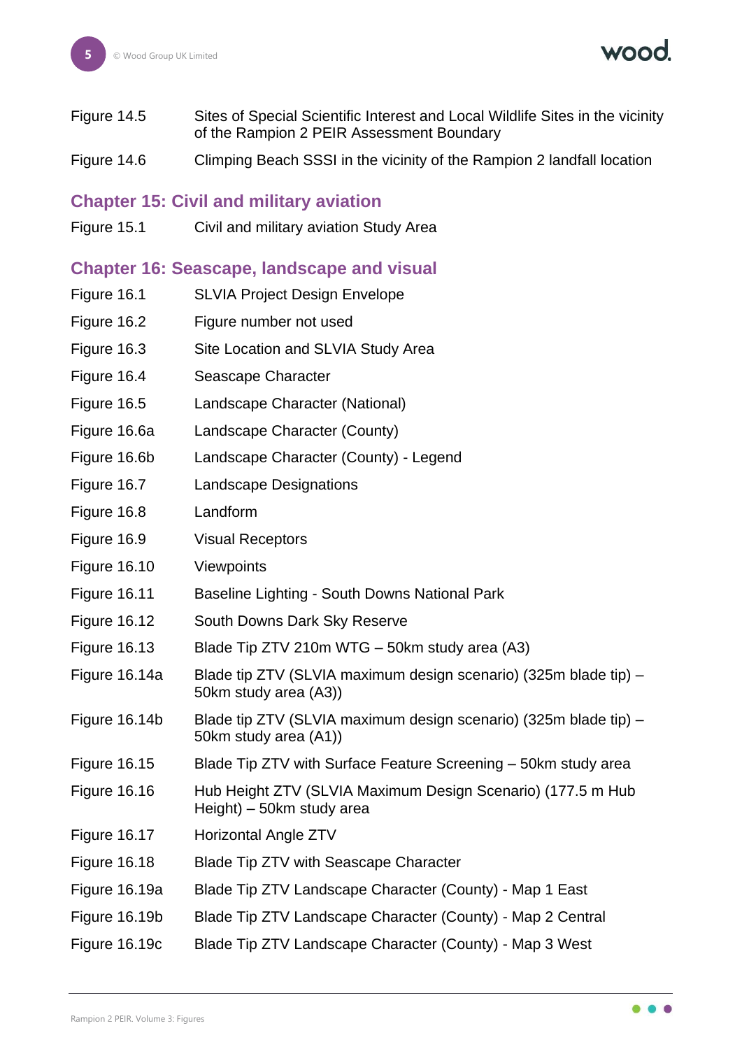| | |
|---|---|
| Figure 14.5 | Sites of Special Scientific Interest and Local Wildlife Sites in the vicinity of the Rampion 2 PEIR Assessment Boundary |
| Figure 14.6 | Climping Beach SSSI in the vicinity of the Rampion 2 landfall location |

## Chapter 15: Civil and military aviation

| | |
|---|---|
| Figure 15.1 | Civil and military aviation Study Area |

## Chapter 16: Seascape, landscape and visual

| | |
|---|---|
| Figure 16.1 | SLVIA Project Design Envelope |
| Figure 16.2 | Figure number not used |
| Figure 16.3 | Site Location and SLVIA Study Area |
| Figure 16.4 | Seascape Character |
| Figure 16.5 | Landscape Character (National) |
| Figure 16.6a | Landscape Character (County) |
| Figure 16.6b | Landscape Character (County) - Legend |
| Figure 16.7 | Landscape Designations |
| Figure 16.8 | Landform |
| Figure 16.9 | Visual Receptors |
| Figure 16.10 | Viewpoints |
| Figure 16.11 | Baseline Lighting - South Downs National Park |
| Figure 16.12 | South Downs Dark Sky Reserve |
| Figure 16.13 | Blade Tip ZTV 210m WTG – 50km study area (A3) |
| Figure 16.14a | Blade tip ZTV (SLVIA maximum design scenario) (325m blade tip) – 50km study area (A3)) |
| Figure 16.14b | Blade tip ZTV (SLVIA maximum design scenario) (325m blade tip) – 50km study area (A1)) |
| Figure 16.15 | Blade Tip ZTV with Surface Feature Screening – 50km study area |
| Figure 16.16 | Hub Height ZTV (SLVIA Maximum Design Scenario) (177.5 m Hub Height) – 50km study area |
| Figure 16.17 | Horizontal Angle ZTV |
| Figure 16.18 | Blade Tip ZTV with Seascape Character |
| Figure 16.19a | Blade Tip ZTV Landscape Character (County) - Map 1 East |
| Figure 16.19b | Blade Tip ZTV Landscape Character (County) - Map 2 Central |
| Figure 16.19c | Blade Tip ZTV Landscape Character (County) - Map 3 West |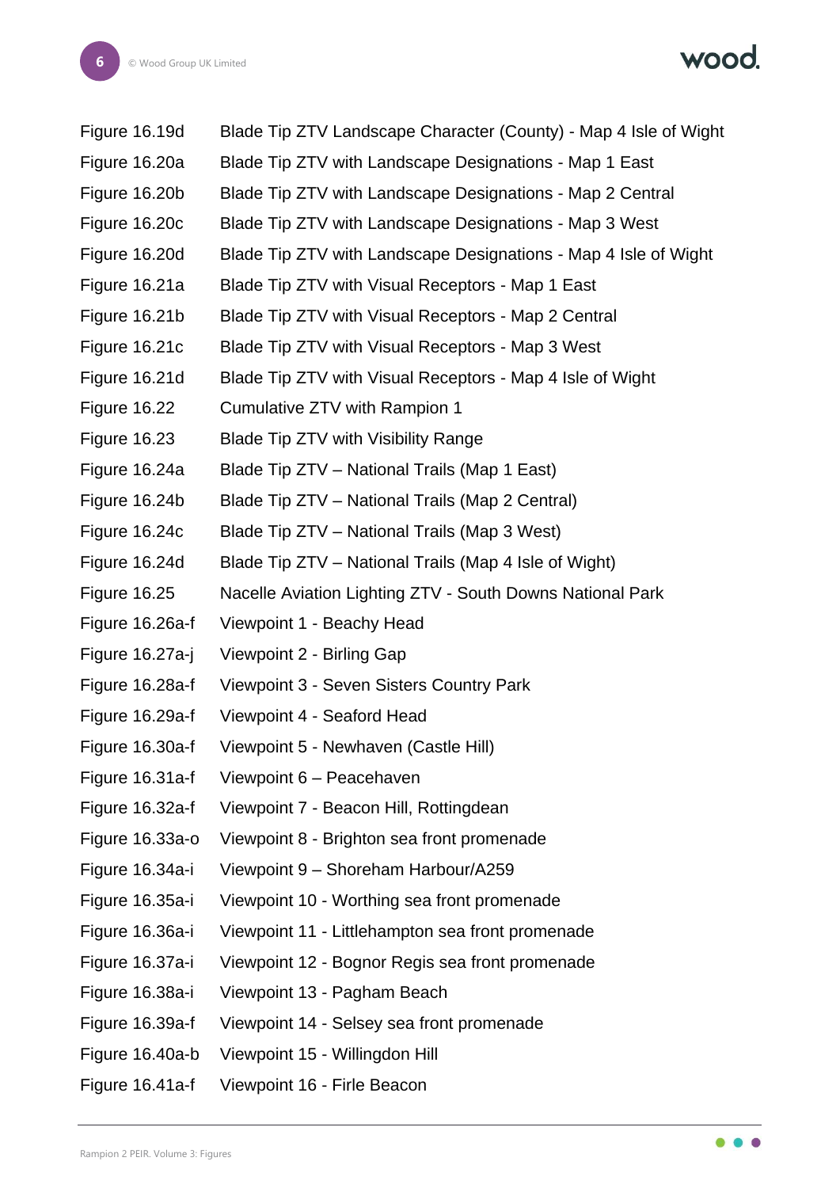| | |
|---|---|
| Figure 16.19d | Blade Tip ZTV Landscape Character (County) - Map 4 Isle of Wight |
| Figure 16.20a | Blade Tip ZTV with Landscape Designations - Map 1 East |
| Figure 16.20b | Blade Tip ZTV with Landscape Designations - Map 2 Central |
| Figure 16.20c | Blade Tip ZTV with Landscape Designations - Map 3 West |
| Figure 16.20d | Blade Tip ZTV with Landscape Designations - Map 4 Isle of Wight |
| Figure 16.21a | Blade Tip ZTV with Visual Receptors - Map 1 East |
| Figure 16.21b | Blade Tip ZTV with Visual Receptors - Map 2 Central |
| Figure 16.21c | Blade Tip ZTV with Visual Receptors - Map 3 West |
| Figure 16.21d | Blade Tip ZTV with Visual Receptors - Map 4 Isle of Wight |
| Figure 16.22 | Cumulative ZTV with Rampion 1 |
| Figure 16.23 | Blade Tip ZTV with Visibility Range |
| Figure 16.24a | Blade Tip ZTV – National Trails (Map 1 East) |
| Figure 16.24b | Blade Tip ZTV – National Trails (Map 2 Central) |
| Figure 16.24c | Blade Tip ZTV – National Trails (Map 3 West) |
| Figure 16.24d | Blade Tip ZTV – National Trails (Map 4 Isle of Wight) |
| Figure 16.25 | Nacelle Aviation Lighting ZTV - South Downs National Park |
| Figure 16.26a-f | Viewpoint 1 - Beachy Head |
| Figure 16.27a-j | Viewpoint 2 - Birling Gap |
| Figure 16.28a-f | Viewpoint 3 - Seven Sisters Country Park |
| Figure 16.29a-f | Viewpoint 4 - Seaford Head |
| Figure 16.30a-f | Viewpoint 5 - Newhaven (Castle Hill) |
| Figure 16.31a-f | Viewpoint 6 – Peacehaven |
| Figure 16.32a-f | Viewpoint 7 - Beacon Hill, Rottingdean |
| Figure 16.33a-o | Viewpoint 8 - Brighton sea front promenade |
| Figure 16.34a-i | Viewpoint 9 – Shoreham Harbour/A259 |
| Figure 16.35a-i | Viewpoint 10 - Worthing sea front promenade |
| Figure 16.36a-i | Viewpoint 11 - Littlehampton sea front promenade |
| Figure 16.37a-i | Viewpoint 12 - Bognor Regis sea front promenade |
| Figure 16.38a-i | Viewpoint 13 - Pagham Beach |
| Figure 16.39a-f | Viewpoint 14 - Selsey sea front promenade |
| Figure 16.40a-b | Viewpoint 15 - Willingdon Hill |
| Figure 16.41a-f | Viewpoint 16 - Firle Beacon |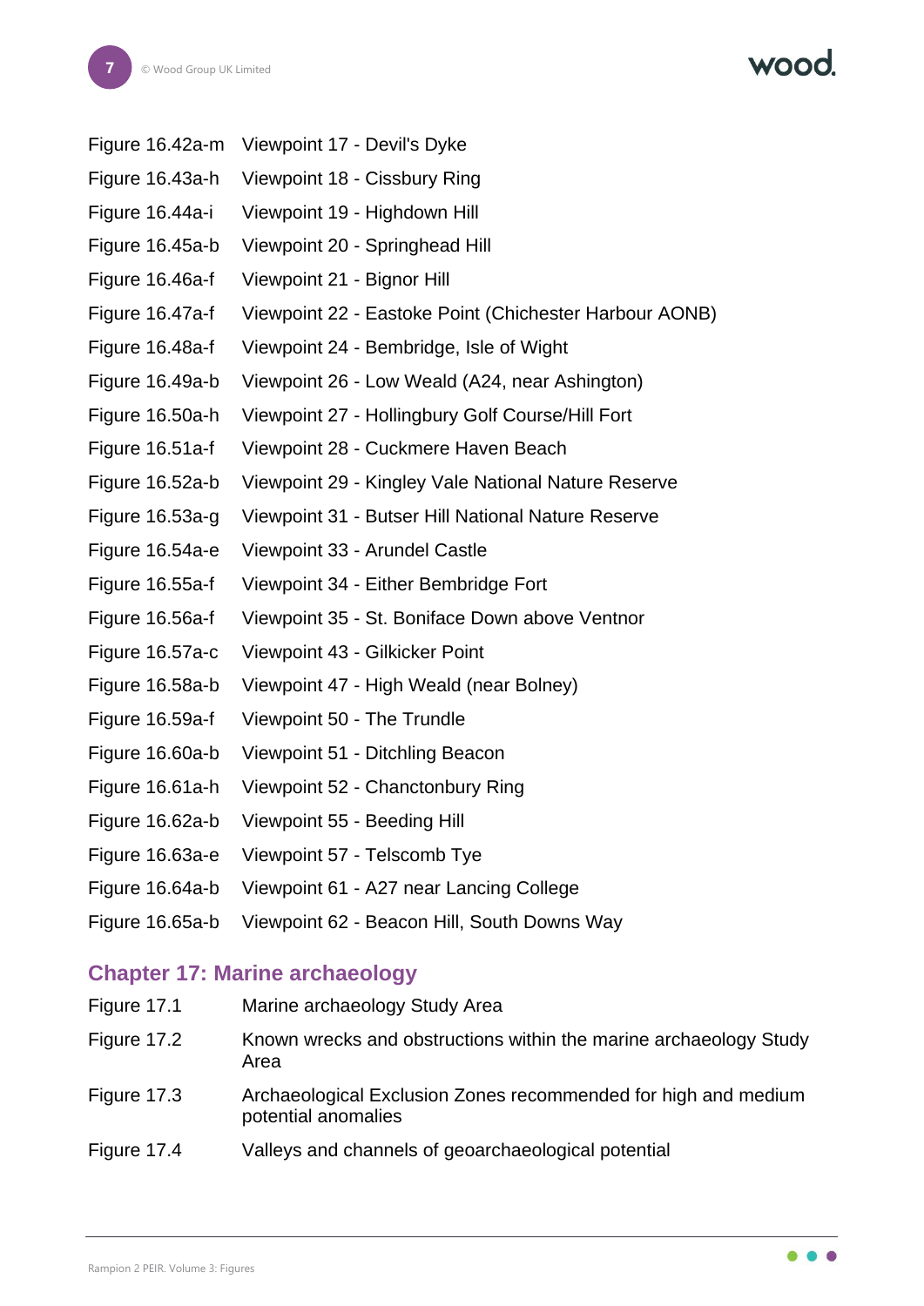| | |
|---|---|
| Figure 16.42a-m | Viewpoint 17 - Devil's Dyke |
| Figure 16.43a-h | Viewpoint 18 - Cissbury Ring |
| Figure 16.44a-i | Viewpoint 19 - Highdown Hill |
| Figure 16.45a-b | Viewpoint 20 - Springhead Hill |
| Figure 16.46a-f | Viewpoint 21 - Bignor Hill |
| Figure 16.47a-f | Viewpoint 22 - Eastoke Point (Chichester Harbour AONB) |
| Figure 16.48a-f | Viewpoint 24 - Bembridge, Isle of Wight |
| Figure 16.49a-b | Viewpoint 26 - Low Weald (A24, near Ashington) |
| Figure 16.50a-h | Viewpoint 27 - Hollingbury Golf Course/Hill Fort |
| Figure 16.51a-f | Viewpoint 28 - Cuckmere Haven Beach |
| Figure 16.52a-b | Viewpoint 29 - Kingley Vale National Nature Reserve |
| Figure 16.53a-g | Viewpoint 31 - Butser Hill National Nature Reserve |
| Figure 16.54a-e | Viewpoint 33 - Arundel Castle |
| Figure 16.55a-f | Viewpoint 34 - Either Bembridge Fort |
| Figure 16.56a-f | Viewpoint 35 - St. Boniface Down above Ventnor |
| Figure 16.57a-c | Viewpoint 43 - Gilkicker Point |
| Figure 16.58a-b | Viewpoint 47 - High Weald (near Bolney) |
| Figure 16.59a-f | Viewpoint 50 - The Trundle |
| Figure 16.60a-b | Viewpoint 51 - Ditchling Beacon |
| Figure 16.61a-h | Viewpoint 52 - Chanctonbury Ring |
| Figure 16.62a-b | Viewpoint 55 - Beeding Hill |
| Figure 16.63a-e | Viewpoint 57 - Telscomb Tye |
| Figure 16.64a-b | Viewpoint 61 - A27 near Lancing College |
| Figure 16.65a-b | Viewpoint 62 - Beacon Hill, South Downs Way |

## Chapter 17: Marine archaeology

| | |
|---|---|
| Figure 17.1 | Marine archaeology Study Area |
| Figure 17.2 | Known wrecks and obstructions within the marine archaeology Study Area |
| Figure 17.3 | Archaeological Exclusion Zones recommended for high and medium potential anomalies |
| Figure 17.4 | Valleys and channels of geoarchaeological potential |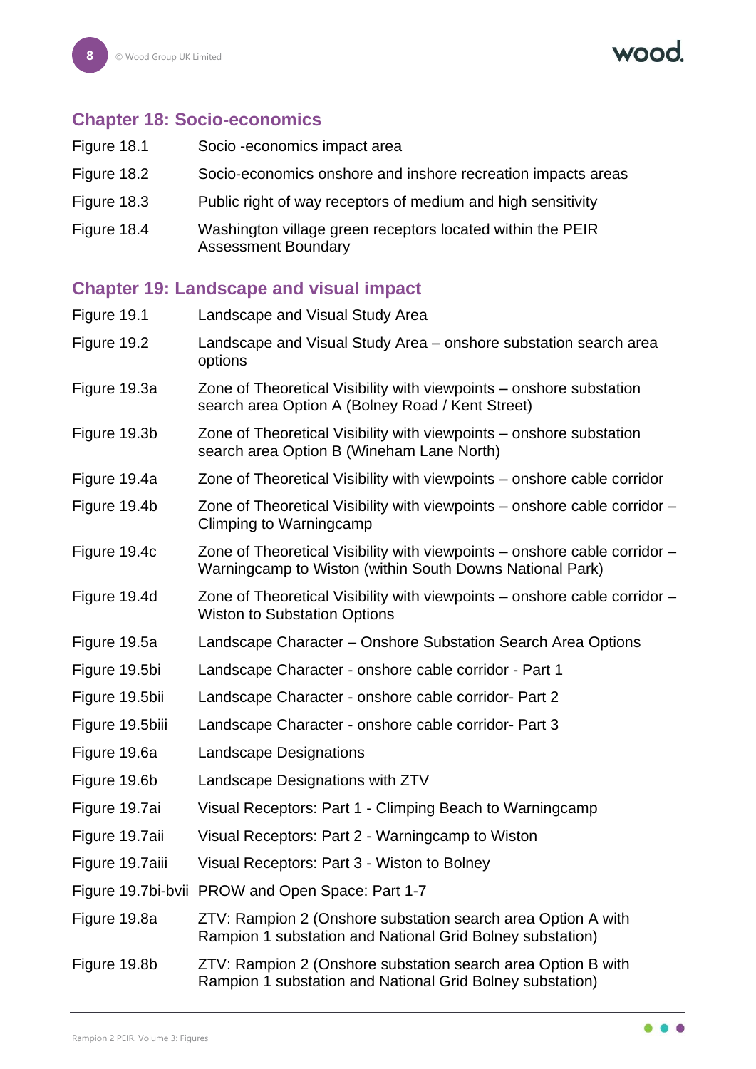## Chapter 18: Socio-economics

| | |
|---|---|
| Figure 18.1 | Socio -economics impact area |
| Figure 18.2 | Socio-economics onshore and inshore recreation impacts areas |
| Figure 18.3 | Public right of way receptors of medium and high sensitivity |
| Figure 18.4 | Washington village green receptors located within the PEIR Assessment Boundary |

## Chapter 19: Landscape and visual impact

| | |
|---|---|
| Figure 19.1 | Landscape and Visual Study Area |
| Figure 19.2 | Landscape and Visual Study Area – onshore substation search area options |
| Figure 19.3a | Zone of Theoretical Visibility with viewpoints – onshore substation search area Option A (Bolney Road / Kent Street) |
| Figure 19.3b | Zone of Theoretical Visibility with viewpoints – onshore substation search area Option B (Wineham Lane North) |
| Figure 19.4a | Zone of Theoretical Visibility with viewpoints – onshore cable corridor |
| Figure 19.4b | Zone of Theoretical Visibility with viewpoints – onshore cable corridor – Climping to Warningcamp |
| Figure 19.4c | Zone of Theoretical Visibility with viewpoints – onshore cable corridor – Warningcamp to Wiston (within South Downs National Park) |
| Figure 19.4d | Zone of Theoretical Visibility with viewpoints – onshore cable corridor – Wiston to Substation Options |
| Figure 19.5a | Landscape Character – Onshore Substation Search Area Options |
| Figure 19.5bi | Landscape Character - onshore cable corridor - Part 1 |
| Figure 19.5bii | Landscape Character - onshore cable corridor- Part 2 |
| Figure 19.5biii | Landscape Character - onshore cable corridor- Part 3 |
| Figure 19.6a | Landscape Designations |
| Figure 19.6b | Landscape Designations with ZTV |
| Figure 19.7ai | Visual Receptors: Part 1 - Climping Beach to Warningcamp |
| Figure 19.7aii | Visual Receptors: Part 2 - Warningcamp to Wiston |
| Figure 19.7aiii | Visual Receptors: Part 3 - Wiston to Bolney |
| Figure 19.7bi-bvii | PROW and Open Space: Part 1-7 |
| Figure 19.8a | ZTV: Rampion 2 (Onshore substation search area Option A with Rampion 1 substation and National Grid Bolney substation) |
| Figure 19.8b | ZTV: Rampion 2 (Onshore substation search area Option B with Rampion 1 substation and National Grid Bolney substation) |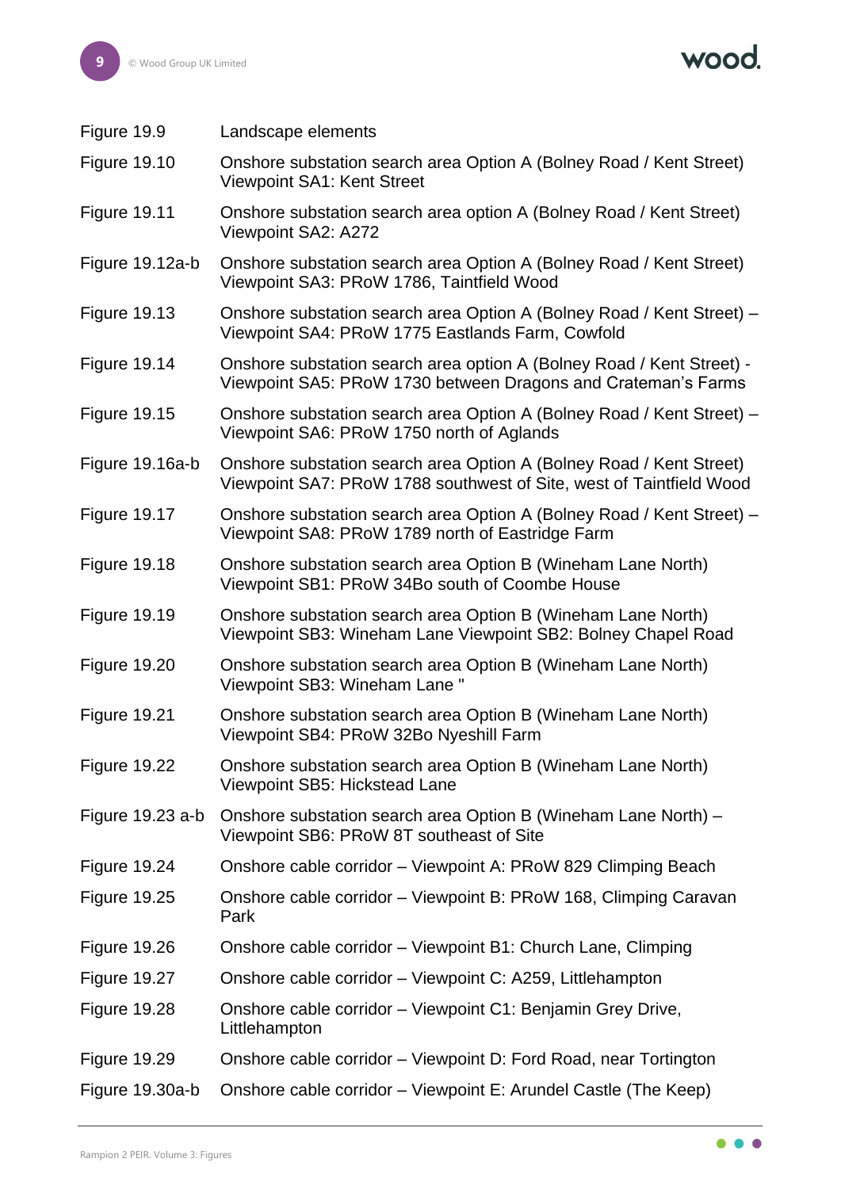| | |
|---|---|
| Figure 19.9 | Landscape elements |
| Figure 19.10 | Onshore substation search area Option A (Bolney Road / Kent Street) Viewpoint SA1: Kent Street |
| Figure 19.11 | Onshore substation search area option A (Bolney Road / Kent Street) Viewpoint SA2: A272 |
| Figure 19.12a-b | Onshore substation search area Option A (Bolney Road / Kent Street) Viewpoint SA3: PRoW 1786, Taintfield Wood |
| Figure 19.13 | Onshore substation search area Option A (Bolney Road / Kent Street) – Viewpoint SA4: PRoW 1775 Eastlands Farm, Cowfold |
| Figure 19.14 | Onshore substation search area option A (Bolney Road / Kent Street) - Viewpoint SA5: PRoW 1730 between Dragons and Crateman's Farms |
| Figure 19.15 | Onshore substation search area Option A (Bolney Road / Kent Street) – Viewpoint SA6: PRoW 1750 north of Aglands |
| Figure 19.16a-b | Onshore substation search area Option A (Bolney Road / Kent Street) Viewpoint SA7: PRoW 1788 southwest of Site, west of Taintfield Wood |
| Figure 19.17 | Onshore substation search area Option A (Bolney Road / Kent Street) – Viewpoint SA8: PRoW 1789 north of Eastridge Farm |
| Figure 19.18 | Onshore substation search area Option B (Wineham Lane North) Viewpoint SB1: PRoW 34Bo south of Coombe House |
| Figure 19.19 | Onshore substation search area Option B (Wineham Lane North) Viewpoint SB3: Wineham Lane Viewpoint SB2: Bolney Chapel Road |
| Figure 19.20 | Onshore substation search area Option B (Wineham Lane North) Viewpoint SB3: Wineham Lane " |
| Figure 19.21 | Onshore substation search area Option B (Wineham Lane North) Viewpoint SB4: PRoW 32Bo Nyeshill Farm |
| Figure 19.22 | Onshore substation search area Option B (Wineham Lane North) Viewpoint SB5: Hickstead Lane |
| Figure 19.23 a-b | Onshore substation search area Option B (Wineham Lane North) – Viewpoint SB6: PRoW 8T southeast of Site |
| Figure 19.24 | Onshore cable corridor – Viewpoint A: PRoW 829 Climping Beach |
| Figure 19.25 | Onshore cable corridor – Viewpoint B: PRoW 168, Climping Caravan Park |
| Figure 19.26 | Onshore cable corridor – Viewpoint B1: Church Lane, Climping |
| Figure 19.27 | Onshore cable corridor – Viewpoint C: A259, Littlehampton |
| Figure 19.28 | Onshore cable corridor – Viewpoint C1: Benjamin Grey Drive, Littlehampton |
| Figure 19.29 | Onshore cable corridor – Viewpoint D: Ford Road, near Tortington |
| Figure 19.30a-b | Onshore cable corridor – Viewpoint E: Arundel Castle (The Keep) |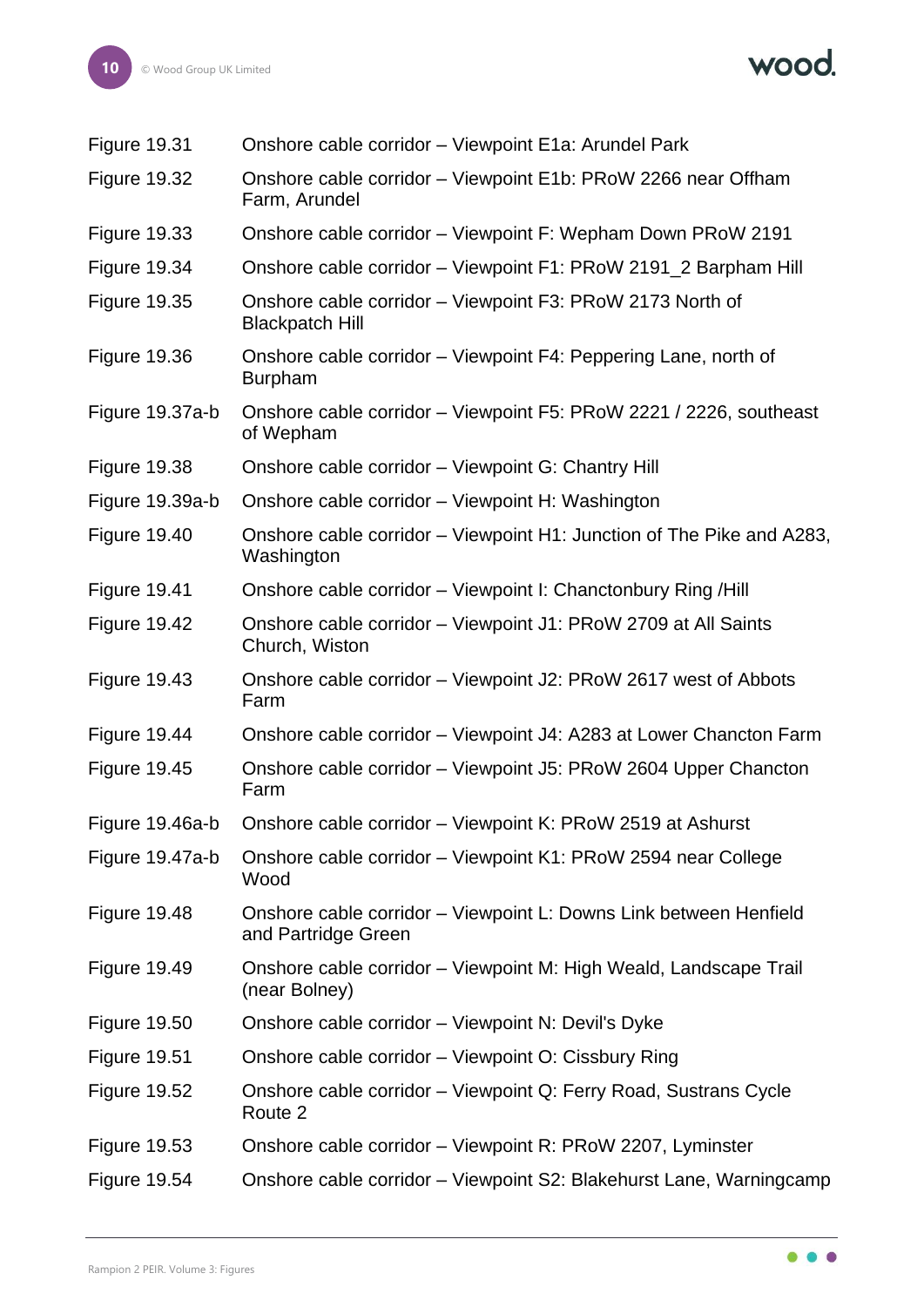| | |
|---|---|
| Figure 19.31 | Onshore cable corridor – Viewpoint E1a: Arundel Park |
| Figure 19.32 | Onshore cable corridor – Viewpoint E1b: PRoW 2266 near Offham Farm, Arundel |
| Figure 19.33 | Onshore cable corridor – Viewpoint F: Wepham Down PRoW 2191 |
| Figure 19.34 | Onshore cable corridor – Viewpoint F1: PRoW 2191_2 Barpham Hill |
| Figure 19.35 | Onshore cable corridor – Viewpoint F3: PRoW 2173 North of Blackpatch Hill |
| Figure 19.36 | Onshore cable corridor – Viewpoint F4: Peppering Lane, north of Burpham |
| Figure 19.37a-b | Onshore cable corridor – Viewpoint F5: PRoW 2221 / 2226, southeast of Wepham |
| Figure 19.38 | Onshore cable corridor – Viewpoint G: Chantry Hill |
| Figure 19.39a-b | Onshore cable corridor – Viewpoint H: Washington |
| Figure 19.40 | Onshore cable corridor – Viewpoint H1: Junction of The Pike and A283, Washington |
| Figure 19.41 | Onshore cable corridor – Viewpoint I: Chanctonbury Ring /Hill |
| Figure 19.42 | Onshore cable corridor – Viewpoint J1: PRoW 2709 at All Saints Church, Wiston |
| Figure 19.43 | Onshore cable corridor – Viewpoint J2: PRoW 2617 west of Abbots Farm |
| Figure 19.44 | Onshore cable corridor – Viewpoint J4: A283 at Lower Chancton Farm |
| Figure 19.45 | Onshore cable corridor – Viewpoint J5: PRoW 2604 Upper Chancton Farm |
| Figure 19.46a-b | Onshore cable corridor – Viewpoint K: PRoW 2519 at Ashurst |
| Figure 19.47a-b | Onshore cable corridor – Viewpoint K1: PRoW 2594 near College Wood |
| Figure 19.48 | Onshore cable corridor – Viewpoint L: Downs Link between Henfield and Partridge Green |
| Figure 19.49 | Onshore cable corridor – Viewpoint M: High Weald, Landscape Trail (near Bolney) |
| Figure 19.50 | Onshore cable corridor – Viewpoint N: Devil's Dyke |
| Figure 19.51 | Onshore cable corridor – Viewpoint O: Cissbury Ring |
| Figure 19.52 | Onshore cable corridor – Viewpoint Q: Ferry Road, Sustrans Cycle Route 2 |
| Figure 19.53 | Onshore cable corridor – Viewpoint R: PRoW 2207, Lyminster |
| Figure 19.54 | Onshore cable corridor – Viewpoint S2: Blakehurst Lane, Warningcamp |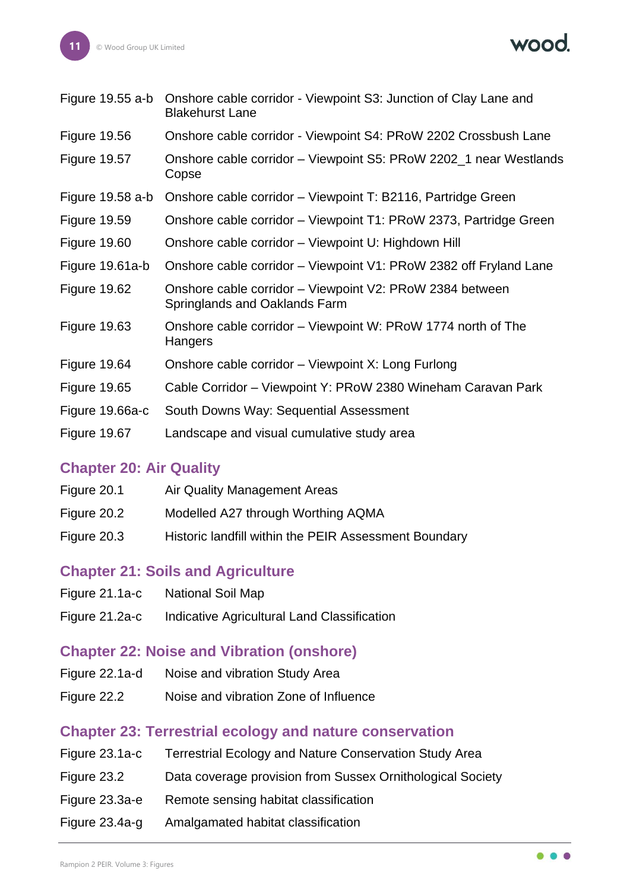| | |
|---|---|
| Figure 19.55 a-b | Onshore cable corridor - Viewpoint S3: Junction of Clay Lane and Blakehurst Lane |
| Figure 19.56 | Onshore cable corridor - Viewpoint S4: PRoW 2202 Crossbush Lane |
| Figure 19.57 | Onshore cable corridor – Viewpoint S5: PRoW 2202_1 near Westlands Copse |
| Figure 19.58 a-b | Onshore cable corridor – Viewpoint T: B2116, Partridge Green |
| Figure 19.59 | Onshore cable corridor – Viewpoint T1: PRoW 2373, Partridge Green |
| Figure 19.60 | Onshore cable corridor – Viewpoint U: Highdown Hill |
| Figure 19.61a-b | Onshore cable corridor – Viewpoint V1: PRoW 2382 off Fryland Lane |
| Figure 19.62 | Onshore cable corridor – Viewpoint V2: PRoW 2384 between Springlands and Oaklands Farm |
| Figure 19.63 | Onshore cable corridor – Viewpoint W: PRoW 1774 north of The Hangers |
| Figure 19.64 | Onshore cable corridor – Viewpoint X: Long Furlong |
| Figure 19.65 | Cable Corridor – Viewpoint Y: PRoW 2380 Wineham Caravan Park |
| Figure 19.66a-c | South Downs Way: Sequential Assessment |
| Figure 19.67 | Landscape and visual cumulative study area |

## Chapter 20: Air Quality

| | |
|---|---|
| Figure 20.1 | Air Quality Management Areas |
| Figure 20.2 | Modelled A27 through Worthing AQMA |
| Figure 20.3 | Historic landfill within the PEIR Assessment Boundary |

## Chapter 21: Soils and Agriculture

| | |
|---|---|
| Figure 21.1a-c | National Soil Map |
| Figure 21.2a-c | Indicative Agricultural Land Classification |

## Chapter 22: Noise and Vibration (onshore)

| | |
|---|---|
| Figure 22.1a-d | Noise and vibration Study Area |
| Figure 22.2 | Noise and vibration Zone of Influence |

## Chapter 23: Terrestrial ecology and nature conservation

| | |
|---|---|
| Figure 23.1a-c | Terrestrial Ecology and Nature Conservation Study Area |
| Figure 23.2 | Data coverage provision from Sussex Ornithological Society |
| Figure 23.3a-e | Remote sensing habitat classification |
| Figure 23.4a-g | Amalgamated habitat classification |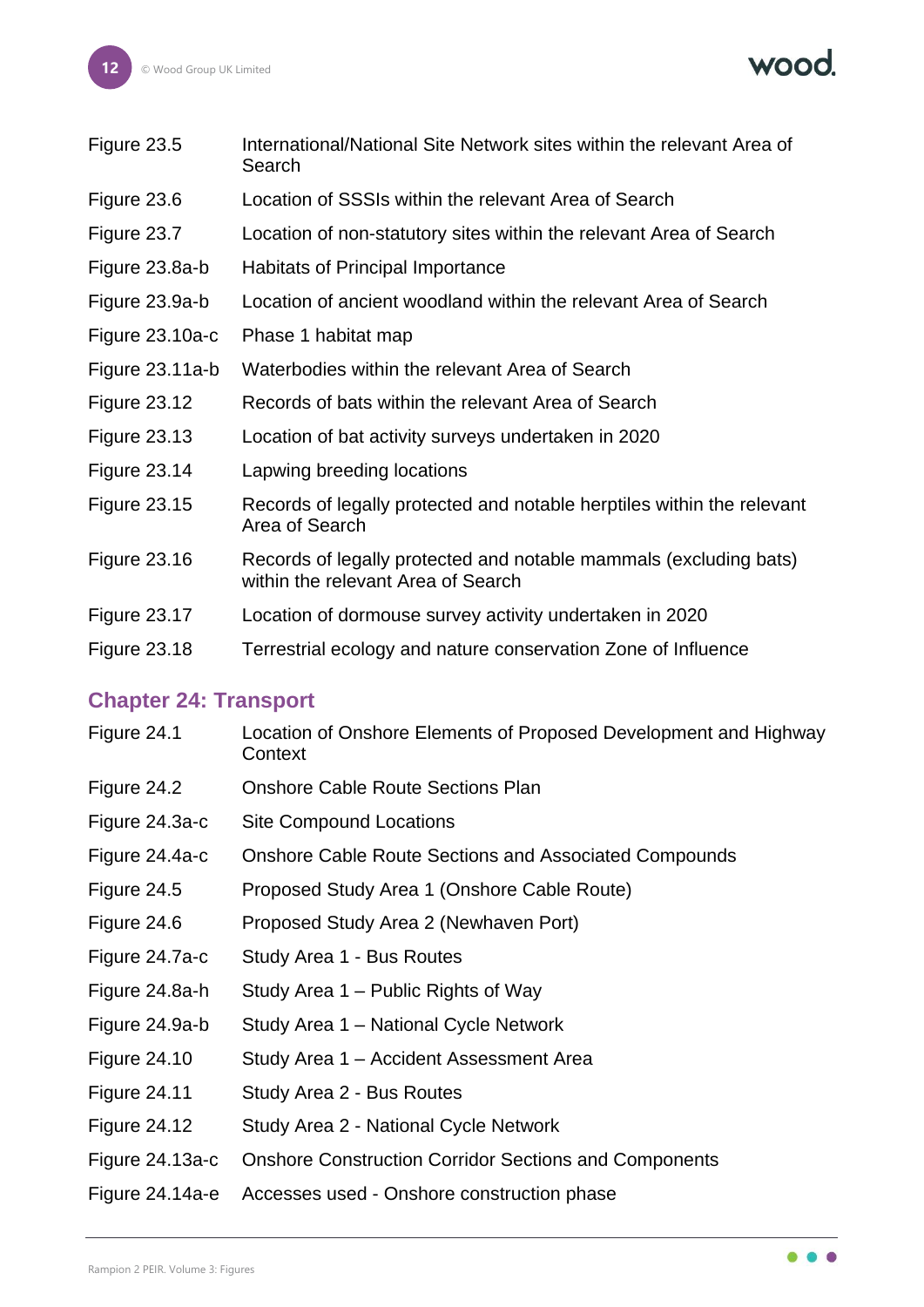| | |
|---|---|
| Figure 23.5 | International/National Site Network sites within the relevant Area of Search |
| Figure 23.6 | Location of SSSIs within the relevant Area of Search |
| Figure 23.7 | Location of non-statutory sites within the relevant Area of Search |
| Figure 23.8a-b | Habitats of Principal Importance |
| Figure 23.9a-b | Location of ancient woodland within the relevant Area of Search |
| Figure 23.10a-c | Phase 1 habitat map |
| Figure 23.11a-b | Waterbodies within the relevant Area of Search |
| Figure 23.12 | Records of bats within the relevant Area of Search |
| Figure 23.13 | Location of bat activity surveys undertaken in 2020 |
| Figure 23.14 | Lapwing breeding locations |
| Figure 23.15 | Records of legally protected and notable herptiles within the relevant Area of Search |
| Figure 23.16 | Records of legally protected and notable mammals (excluding bats) within the relevant Area of Search |
| Figure 23.17 | Location of dormouse survey activity undertaken in 2020 |
| Figure 23.18 | Terrestrial ecology and nature conservation Zone of Influence |

## Chapter 24: Transport

| | |
|---|---|
| Figure 24.1 | Location of Onshore Elements of Proposed Development and Highway Context |
| Figure 24.2 | Onshore Cable Route Sections Plan |
| Figure 24.3a-c | Site Compound Locations |
| Figure 24.4a-c | Onshore Cable Route Sections and Associated Compounds |
| Figure 24.5 | Proposed Study Area 1 (Onshore Cable Route) |
| Figure 24.6 | Proposed Study Area 2 (Newhaven Port) |
| Figure 24.7a-c | Study Area 1 - Bus Routes |
| Figure 24.8a-h | Study Area 1 – Public Rights of Way |
| Figure 24.9a-b | Study Area 1 – National Cycle Network |
| Figure 24.10 | Study Area 1 – Accident Assessment Area |
| Figure 24.11 | Study Area 2 - Bus Routes |
| Figure 24.12 | Study Area 2 - National Cycle Network |
| Figure 24.13a-c | Onshore Construction Corridor Sections and Components |
| Figure 24.14a-e | Accesses used - Onshore construction phase |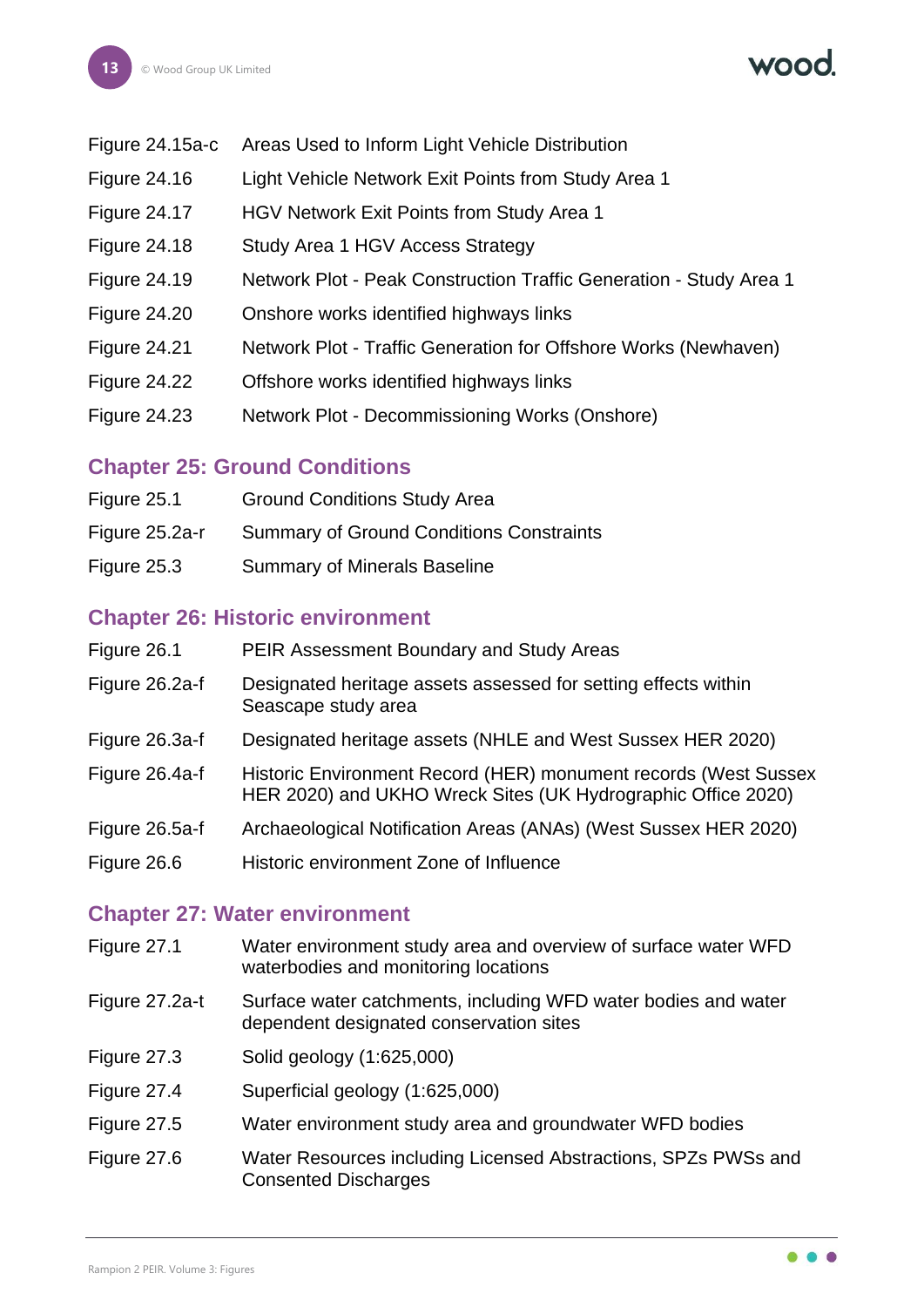| | |
|---|---|
| Figure 24.15a-c | Areas Used to Inform Light Vehicle Distribution |
| Figure 24.16 | Light Vehicle Network Exit Points from Study Area 1 |
| Figure 24.17 | HGV Network Exit Points from Study Area 1 |
| Figure 24.18 | Study Area 1 HGV Access Strategy |
| Figure 24.19 | Network Plot - Peak Construction Traffic Generation - Study Area 1 |
| Figure 24.20 | Onshore works identified highways links |
| Figure 24.21 | Network Plot - Traffic Generation for Offshore Works (Newhaven) |
| Figure 24.22 | Offshore works identified highways links |
| Figure 24.23 | Network Plot - Decommissioning Works (Onshore) |

## Chapter 25: Ground Conditions

| | |
|---|---|
| Figure 25.1 | Ground Conditions Study Area |
| Figure 25.2a-r | Summary of Ground Conditions Constraints |
| Figure 25.3 | Summary of Minerals Baseline |

## Chapter 26: Historic environment

| | |
|---|---|
| Figure 26.1 | PEIR Assessment Boundary and Study Areas |
| Figure 26.2a-f | Designated heritage assets assessed for setting effects within Seascape study area |
| Figure 26.3a-f | Designated heritage assets (NHLE and West Sussex HER 2020) |
| Figure 26.4a-f | Historic Environment Record (HER) monument records (West Sussex HER 2020) and UKHO Wreck Sites (UK Hydrographic Office 2020) |
| Figure 26.5a-f | Archaeological Notification Areas (ANAs) (West Sussex HER 2020) |
| Figure 26.6 | Historic environment Zone of Influence |

## Chapter 27: Water environment

| | |
|---|---|
| Figure 27.1 | Water environment study area and overview of surface water WFD waterbodies and monitoring locations |
| Figure 27.2a-t | Surface water catchments, including WFD water bodies and water dependent designated conservation sites |
| Figure 27.3 | Solid geology (1:625,000) |
| Figure 27.4 | Superficial geology (1:625,000) |
| Figure 27.5 | Water environment study area and groundwater WFD bodies |
| Figure 27.6 | Water Resources including Licensed Abstractions, SPZs PWSs and Consented Discharges |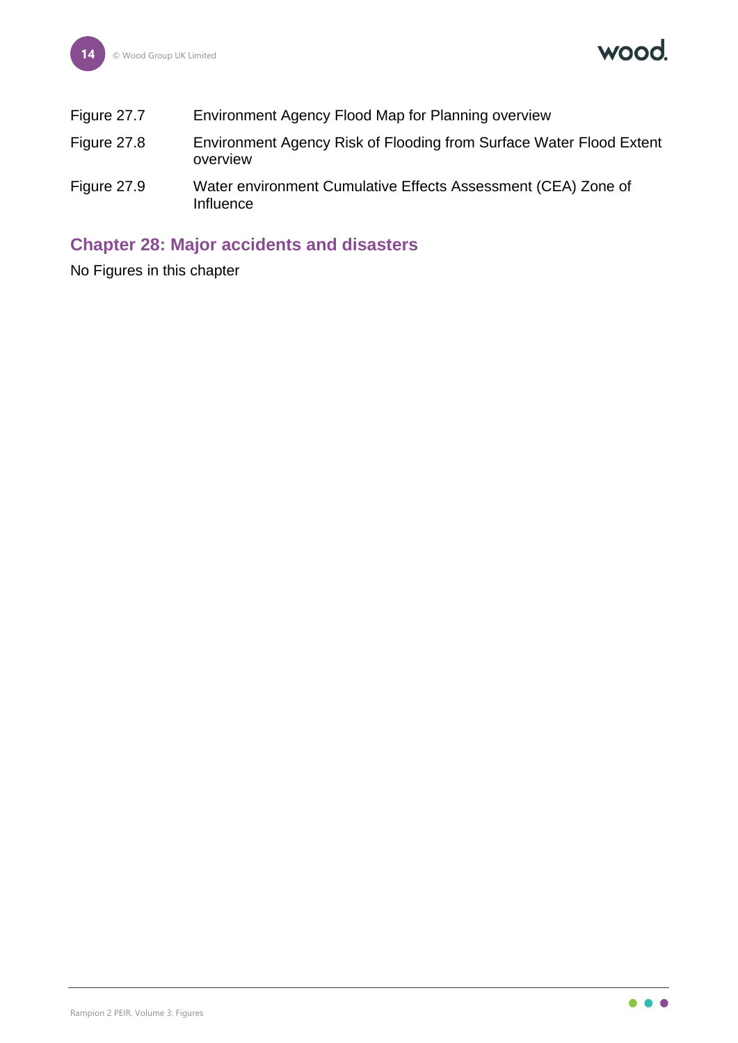| | |
|---|---|
| Figure 27.7 | Environment Agency Flood Map for Planning overview |
| Figure 27.8 | Environment Agency Risk of Flooding from Surface Water Flood Extent overview |
| Figure 27.9 | Water environment Cumulative Effects Assessment (CEA) Zone of Influence |

## Chapter 28: Major accidents and disasters

No Figures in this chapter